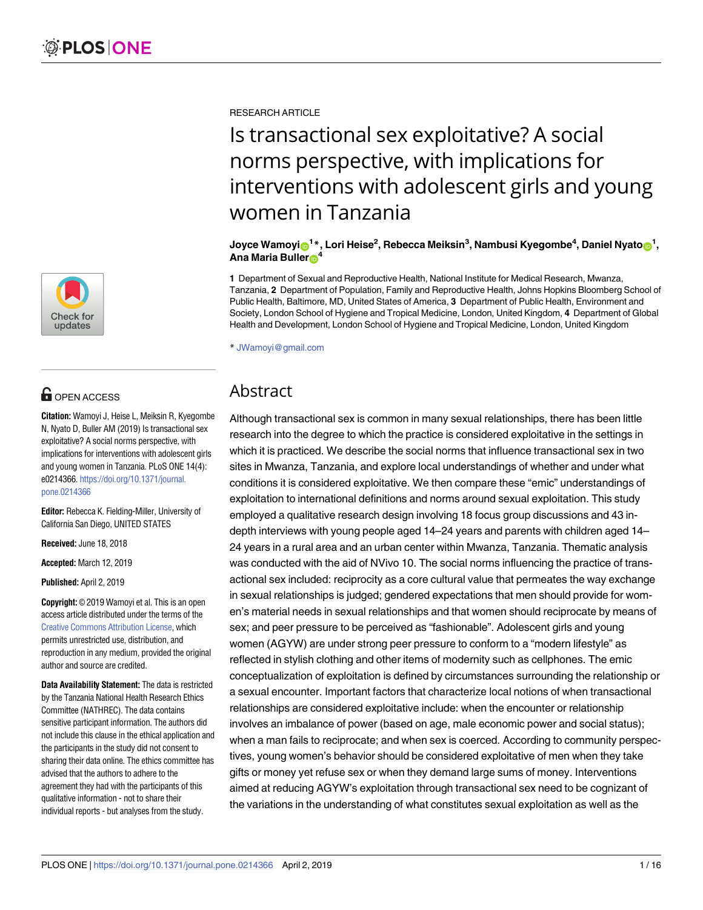RESEARCH ARTICLE

# Is transactional sex exploitative? A social norms perspective, with implications for interventions with adolescent girls and young women in Tanzania

**Joyce Wamoyi**[1]*, **Lori Heise**[2], **Rebecca Meiksin**[3], **Nambusi Kyegombe**[4], **Daniel Nyato**[1], **Ana Maria Buller**[4]

**1** Department of Sexual and Reproductive Health, National Institute for Medical Research, Mwanza, Tanzania, **2** Department of Population, Family and Reproductive Health, Johns Hopkins Bloomberg School of Public Health, Baltimore, MD, United States of America, **3** Department of Public Health, Environment and Society, London School of Hygiene and Tropical Medicine, London, United Kingdom, **4** Department of Global Health and Development, London School of Hygiene and Tropical Medicine, London, United Kingdom

* JWamoyi@gmail.com

OPEN ACCESS

**Citation:** Wamoyi J, Heise L, Meiksin R, Kyegombe N, Nyato D, Buller AM (2019) Is transactional sex exploitative? A social norms perspective, with implications for interventions with adolescent girls and young women in Tanzania. PLoS ONE 14(4): e0214366. https://doi.org/10.1371/journal.pone.0214366

**Editor:** Rebecca K. Fielding-Miller, University of California San Diego, UNITED STATES

**Received:** June 18, 2018

**Accepted:** March 12, 2019

**Published:** April 2, 2019

**Copyright:** © 2019 Wamoyi et al. This is an open access article distributed under the terms of the Creative Commons Attribution License, which permits unrestricted use, distribution, and reproduction in any medium, provided the original author and source are credited.

**Data Availability Statement:** The data is restricted by the Tanzania National Health Research Ethics Committee (NATHREC). The data contains sensitive participant information. The authors did not include this clause in the ethical application and the participants in the study did not consent to sharing their data online. The ethics committee has advised that the authors to adhere to the agreement they had with the participants of this qualitative information - not to share their individual reports - but analyses from the study.

## Abstract

Although transactional sex is common in many sexual relationships, there has been little research into the degree to which the practice is considered exploitative in the settings in which it is practiced. We describe the social norms that influence transactional sex in two sites in Mwanza, Tanzania, and explore local understandings of whether and under what conditions it is considered exploitative. We then compare these "emic" understandings of exploitation to international definitions and norms around sexual exploitation. This study employed a qualitative research design involving 18 focus group discussions and 43 in-depth interviews with young people aged 14–24 years and parents with children aged 14–24 years in a rural area and an urban center within Mwanza, Tanzania. Thematic analysis was conducted with the aid of NVivo 10. The social norms influencing the practice of transactional sex included: reciprocity as a core cultural value that permeates the way exchange in sexual relationships is judged; gendered expectations that men should provide for women's material needs in sexual relationships and that women should reciprocate by means of sex; and peer pressure to be perceived as "fashionable". Adolescent girls and young women (AGYW) are under strong peer pressure to conform to a "modern lifestyle" as reflected in stylish clothing and other items of modernity such as cellphones. The emic conceptualization of exploitation is defined by circumstances surrounding the relationship or a sexual encounter. Important factors that characterize local notions of when transactional relationships are considered exploitative include: when the encounter or relationship involves an imbalance of power (based on age, male economic power and social status); when a man fails to reciprocate; and when sex is coerced. According to community perspectives, young women's behavior should be considered exploitative of men when they take gifts or money yet refuse sex or when they demand large sums of money. Interventions aimed at reducing AGYW's exploitation through transactional sex need to be cognizant of the variations in the understanding of what constitutes sexual exploitation as well as the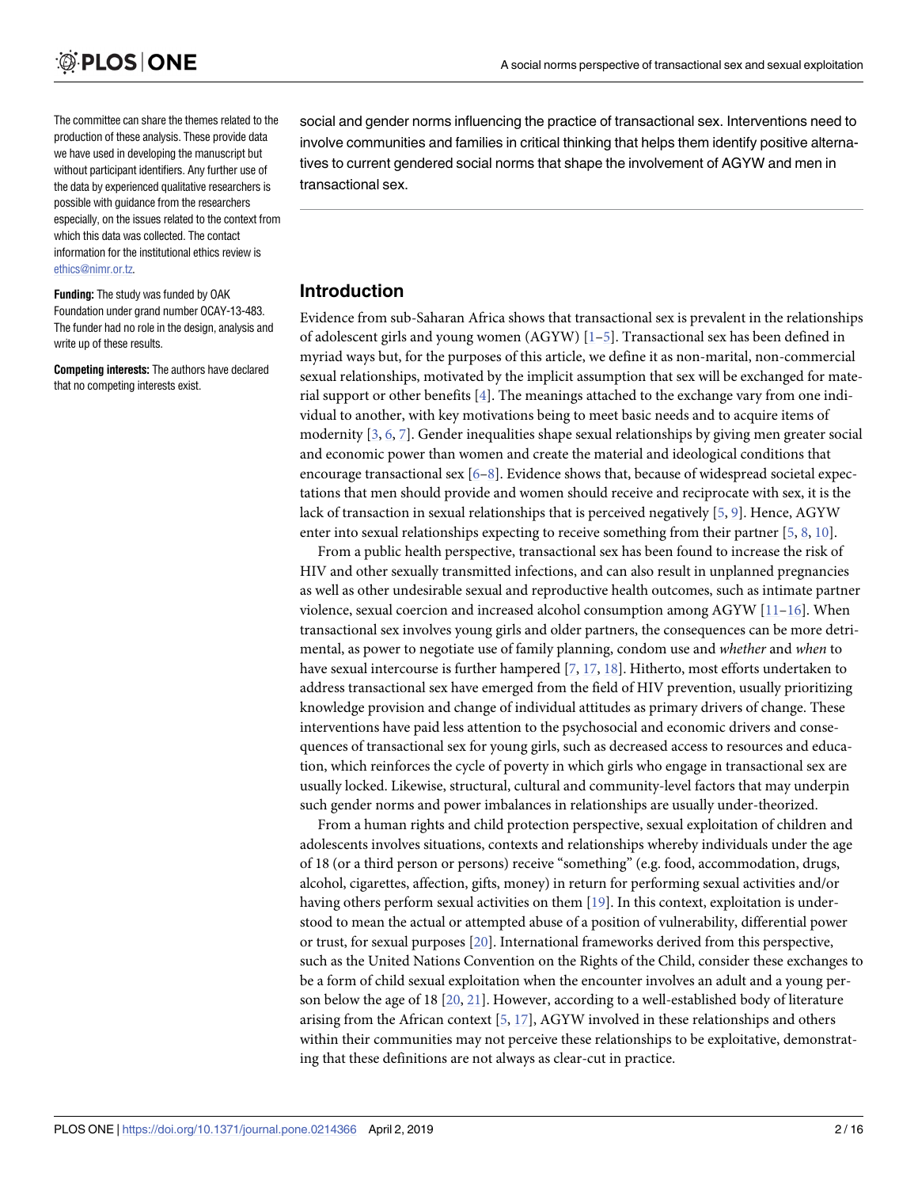The committee can share the themes related to the production of these analysis. These provide data we have used in developing the manuscript but without participant identifiers. Any further use of the data by experienced qualitative researchers is possible with guidance from the researchers especially, on the issues related to the context from which this data was collected. The contact information for the institutional ethics review is ethics@nimr.or.tz.

**Funding:** The study was funded by OAK Foundation under grand number OCAY-13-483. The funder had no role in the design, analysis and write up of these results.

**Competing interests:** The authors have declared that no competing interests exist.

social and gender norms influencing the practice of transactional sex. Interventions need to involve communities and families in critical thinking that helps them identify positive alternatives to current gendered social norms that shape the involvement of AGYW and men in transactional sex.

## Introduction

Evidence from sub-Saharan Africa shows that transactional sex is prevalent in the relationships of adolescent girls and young women (AGYW) [1–5]. Transactional sex has been defined in myriad ways but, for the purposes of this article, we define it as non-marital, non-commercial sexual relationships, motivated by the implicit assumption that sex will be exchanged for material support or other benefits [4]. The meanings attached to the exchange vary from one individual to another, with key motivations being to meet basic needs and to acquire items of modernity [3, 6, 7]. Gender inequalities shape sexual relationships by giving men greater social and economic power than women and create the material and ideological conditions that encourage transactional sex [6–8]. Evidence shows that, because of widespread societal expectations that men should provide and women should receive and reciprocate with sex, it is the lack of transaction in sexual relationships that is perceived negatively [5, 9]. Hence, AGYW enter into sexual relationships expecting to receive something from their partner [5, 8, 10].

From a public health perspective, transactional sex has been found to increase the risk of HIV and other sexually transmitted infections, and can also result in unplanned pregnancies as well as other undesirable sexual and reproductive health outcomes, such as intimate partner violence, sexual coercion and increased alcohol consumption among AGYW [11–16]. When transactional sex involves young girls and older partners, the consequences can be more detrimental, as power to negotiate use of family planning, condom use and *whether* and *when* to have sexual intercourse is further hampered [7, 17, 18]. Hitherto, most efforts undertaken to address transactional sex have emerged from the field of HIV prevention, usually prioritizing knowledge provision and change of individual attitudes as primary drivers of change. These interventions have paid less attention to the psychosocial and economic drivers and consequences of transactional sex for young girls, such as decreased access to resources and education, which reinforces the cycle of poverty in which girls who engage in transactional sex are usually locked. Likewise, structural, cultural and community-level factors that may underpin such gender norms and power imbalances in relationships are usually under-theorized.

From a human rights and child protection perspective, sexual exploitation of children and adolescents involves situations, contexts and relationships whereby individuals under the age of 18 (or a third person or persons) receive "something" (e.g. food, accommodation, drugs, alcohol, cigarettes, affection, gifts, money) in return for performing sexual activities and/or having others perform sexual activities on them [19]. In this context, exploitation is understood to mean the actual or attempted abuse of a position of vulnerability, differential power or trust, for sexual purposes [20]. International frameworks derived from this perspective, such as the United Nations Convention on the Rights of the Child, consider these exchanges to be a form of child sexual exploitation when the encounter involves an adult and a young person below the age of 18 [20, 21]. However, according to a well-established body of literature arising from the African context [5, 17], AGYW involved in these relationships and others within their communities may not perceive these relationships to be exploitative, demonstrating that these definitions are not always as clear-cut in practice.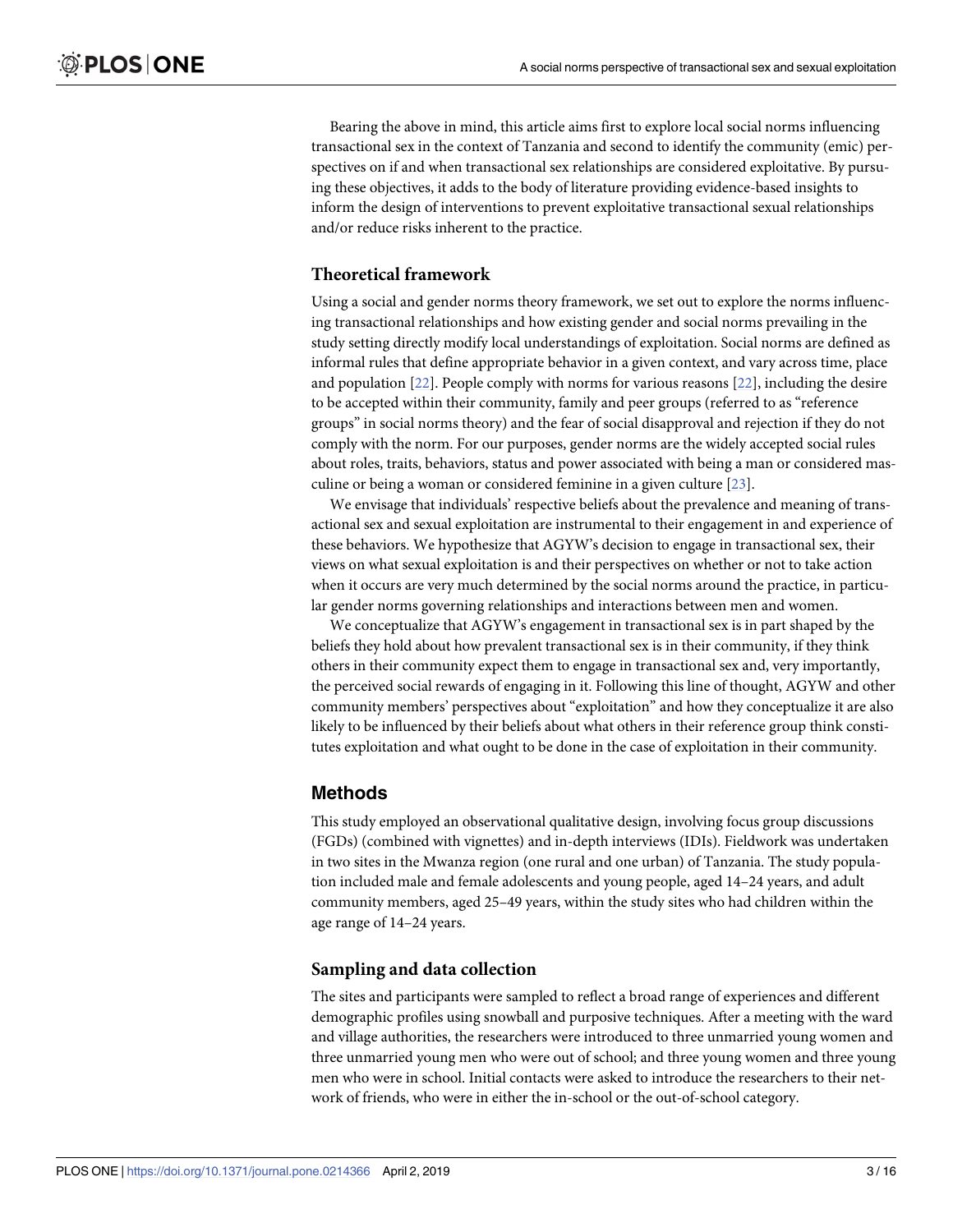Bearing the above in mind, this article aims first to explore local social norms influencing transactional sex in the context of Tanzania and second to identify the community (emic) perspectives on if and when transactional sex relationships are considered exploitative. By pursuing these objectives, it adds to the body of literature providing evidence-based insights to inform the design of interventions to prevent exploitative transactional sexual relationships and/or reduce risks inherent to the practice.

### Theoretical framework

Using a social and gender norms theory framework, we set out to explore the norms influencing transactional relationships and how existing gender and social norms prevailing in the study setting directly modify local understandings of exploitation. Social norms are defined as informal rules that define appropriate behavior in a given context, and vary across time, place and population [22]. People comply with norms for various reasons [22], including the desire to be accepted within their community, family and peer groups (referred to as "reference groups" in social norms theory) and the fear of social disapproval and rejection if they do not comply with the norm. For our purposes, gender norms are the widely accepted social rules about roles, traits, behaviors, status and power associated with being a man or considered masculine or being a woman or considered feminine in a given culture [23].

We envisage that individuals' respective beliefs about the prevalence and meaning of transactional sex and sexual exploitation are instrumental to their engagement in and experience of these behaviors. We hypothesize that AGYW's decision to engage in transactional sex, their views on what sexual exploitation is and their perspectives on whether or not to take action when it occurs are very much determined by the social norms around the practice, in particular gender norms governing relationships and interactions between men and women.

We conceptualize that AGYW's engagement in transactional sex is in part shaped by the beliefs they hold about how prevalent transactional sex is in their community, if they think others in their community expect them to engage in transactional sex and, very importantly, the perceived social rewards of engaging in it. Following this line of thought, AGYW and other community members' perspectives about "exploitation" and how they conceptualize it are also likely to be influenced by their beliefs about what others in their reference group think constitutes exploitation and what ought to be done in the case of exploitation in their community.

## Methods

This study employed an observational qualitative design, involving focus group discussions (FGDs) (combined with vignettes) and in-depth interviews (IDIs). Fieldwork was undertaken in two sites in the Mwanza region (one rural and one urban) of Tanzania. The study population included male and female adolescents and young people, aged 14–24 years, and adult community members, aged 25–49 years, within the study sites who had children within the age range of 14–24 years.

### Sampling and data collection

The sites and participants were sampled to reflect a broad range of experiences and different demographic profiles using snowball and purposive techniques. After a meeting with the ward and village authorities, the researchers were introduced to three unmarried young women and three unmarried young men who were out of school; and three young women and three young men who were in school. Initial contacts were asked to introduce the researchers to their network of friends, who were in either the in-school or the out-of-school category.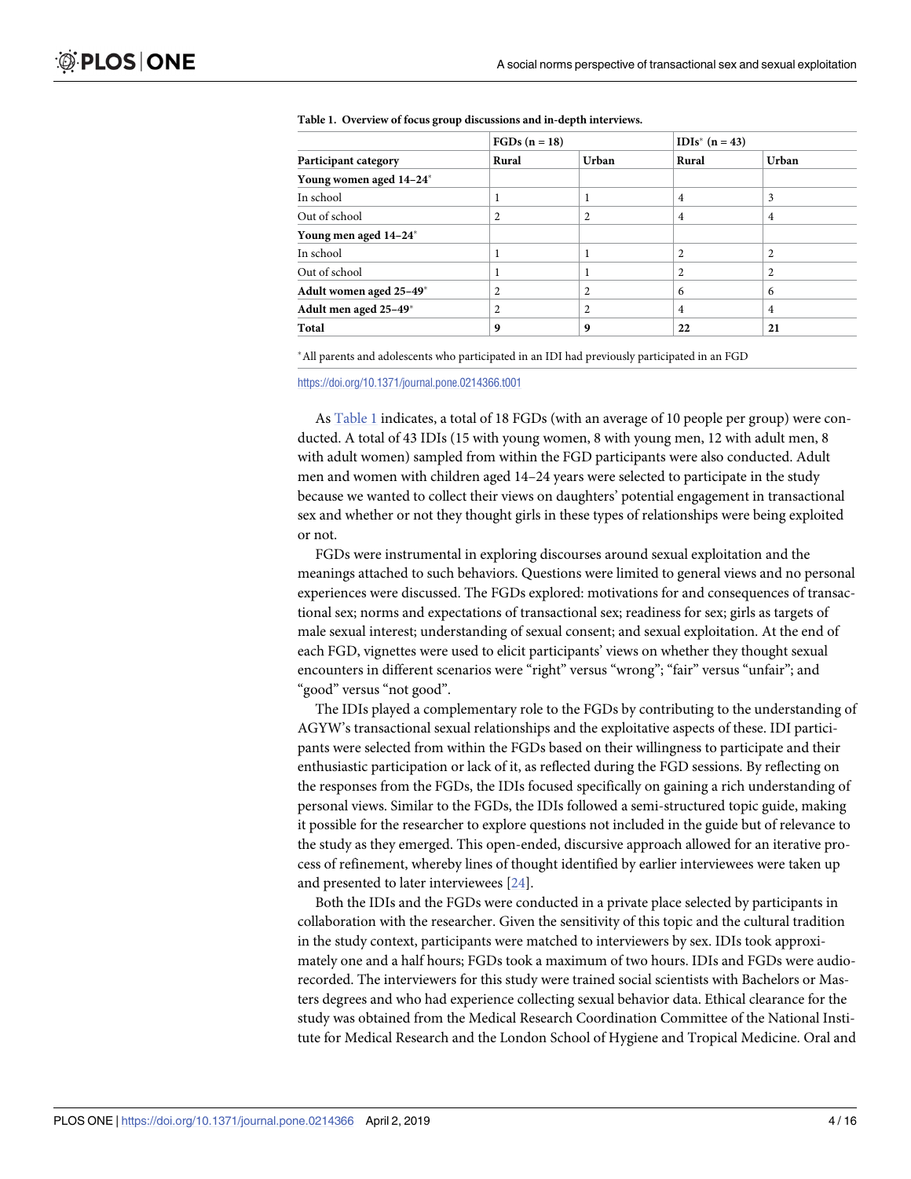**Table 1. Overview of focus group discussions and in-depth interviews.**

| | FGDs (n = 18) | | IDIs* (n = 43) | |
|---|---|---|---|---|
| **Participant category** | **Rural** | **Urban** | **Rural** | **Urban** |
| **Young women aged 14–24*** | | | | |
| In school | 1 | 1 | 4 | 3 |
| Out of school | 2 | 2 | 4 | 4 |
| **Young men aged 14–24*** | | | | |
| In school | 1 | 1 | 2 | 2 |
| Out of school | 1 | 1 | 2 | 2 |
| **Adult women aged 25–49*** | 2 | 2 | 6 | 6 |
| **Adult men aged 25–49*** | 2 | 2 | 4 | 4 |
| **Total** | **9** | **9** | **22** | **21** |

*All parents and adolescents who participated in an IDI had previously participated in an FGD

https://doi.org/10.1371/journal.pone.0214366.t001

As Table 1 indicates, a total of 18 FGDs (with an average of 10 people per group) were conducted. A total of 43 IDIs (15 with young women, 8 with young men, 12 with adult men, 8 with adult women) sampled from within the FGD participants were also conducted. Adult men and women with children aged 14–24 years were selected to participate in the study because we wanted to collect their views on daughters' potential engagement in transactional sex and whether or not they thought girls in these types of relationships were being exploited or not.

FGDs were instrumental in exploring discourses around sexual exploitation and the meanings attached to such behaviors. Questions were limited to general views and no personal experiences were discussed. The FGDs explored: motivations for and consequences of transactional sex; norms and expectations of transactional sex; readiness for sex; girls as targets of male sexual interest; understanding of sexual consent; and sexual exploitation. At the end of each FGD, vignettes were used to elicit participants' views on whether they thought sexual encounters in different scenarios were "right" versus "wrong"; "fair" versus "unfair"; and "good" versus "not good".

The IDIs played a complementary role to the FGDs by contributing to the understanding of AGYW's transactional sexual relationships and the exploitative aspects of these. IDI participants were selected from within the FGDs based on their willingness to participate and their enthusiastic participation or lack of it, as reflected during the FGD sessions. By reflecting on the responses from the FGDs, the IDIs focused specifically on gaining a rich understanding of personal views. Similar to the FGDs, the IDIs followed a semi-structured topic guide, making it possible for the researcher to explore questions not included in the guide but of relevance to the study as they emerged. This open-ended, discursive approach allowed for an iterative process of refinement, whereby lines of thought identified by earlier interviewees were taken up and presented to later interviewees [24].

Both the IDIs and the FGDs were conducted in a private place selected by participants in collaboration with the researcher. Given the sensitivity of this topic and the cultural tradition in the study context, participants were matched to interviewers by sex. IDIs took approximately one and a half hours; FGDs took a maximum of two hours. IDIs and FGDs were audio-recorded. The interviewers for this study were trained social scientists with Bachelors or Masters degrees and who had experience collecting sexual behavior data. Ethical clearance for the study was obtained from the Medical Research Coordination Committee of the National Institute for Medical Research and the London School of Hygiene and Tropical Medicine. Oral and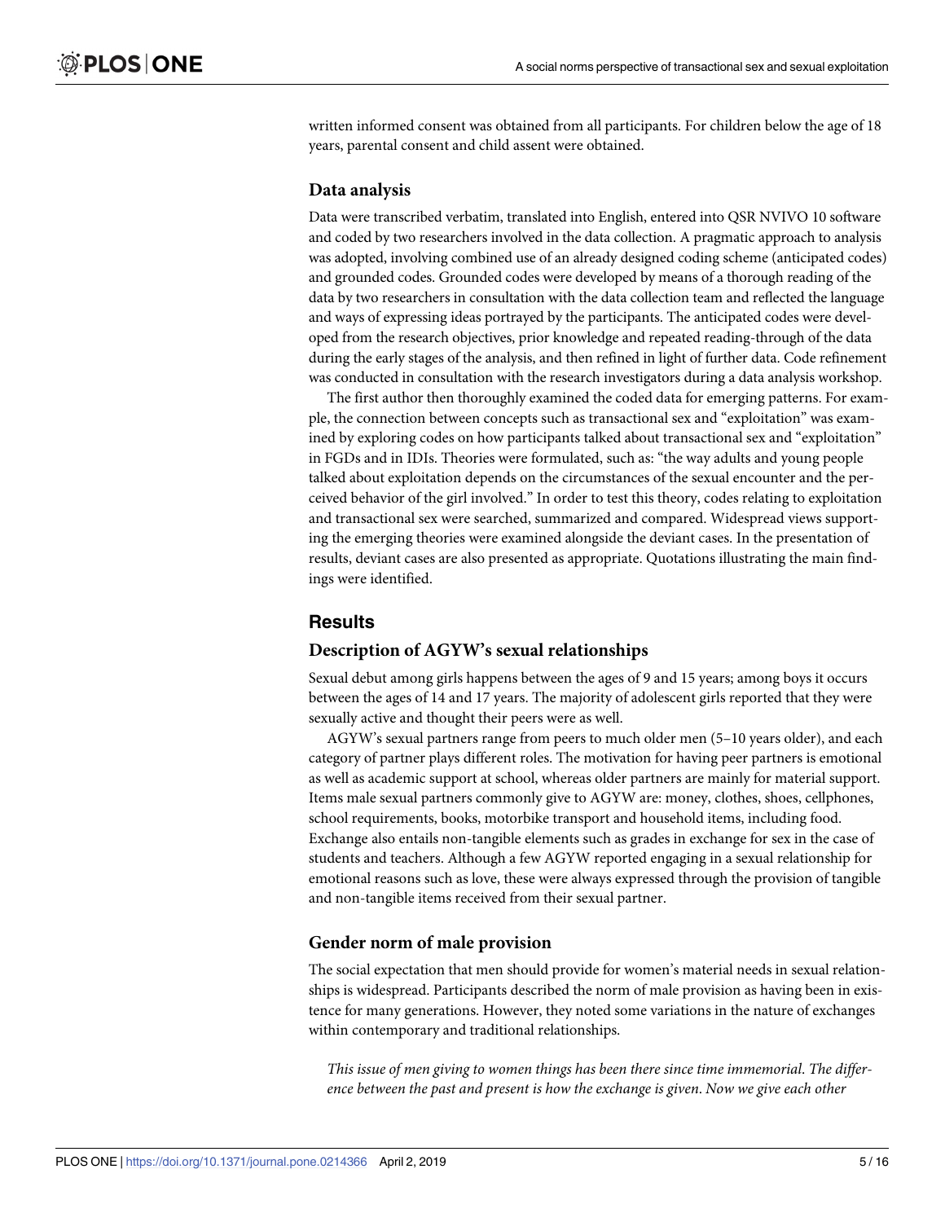written informed consent was obtained from all participants. For children below the age of 18 years, parental consent and child assent were obtained.

### Data analysis

Data were transcribed verbatim, translated into English, entered into QSR NVIVO 10 software and coded by two researchers involved in the data collection. A pragmatic approach to analysis was adopted, involving combined use of an already designed coding scheme (anticipated codes) and grounded codes. Grounded codes were developed by means of a thorough reading of the data by two researchers in consultation with the data collection team and reflected the language and ways of expressing ideas portrayed by the participants. The anticipated codes were developed from the research objectives, prior knowledge and repeated reading-through of the data during the early stages of the analysis, and then refined in light of further data. Code refinement was conducted in consultation with the research investigators during a data analysis workshop.

The first author then thoroughly examined the coded data for emerging patterns. For example, the connection between concepts such as transactional sex and "exploitation" was examined by exploring codes on how participants talked about transactional sex and "exploitation" in FGDs and in IDIs. Theories were formulated, such as: "the way adults and young people talked about exploitation depends on the circumstances of the sexual encounter and the perceived behavior of the girl involved." In order to test this theory, codes relating to exploitation and transactional sex were searched, summarized and compared. Widespread views supporting the emerging theories were examined alongside the deviant cases. In the presentation of results, deviant cases are also presented as appropriate. Quotations illustrating the main findings were identified.

## Results

### Description of AGYW's sexual relationships

Sexual debut among girls happens between the ages of 9 and 15 years; among boys it occurs between the ages of 14 and 17 years. The majority of adolescent girls reported that they were sexually active and thought their peers were as well.

AGYW's sexual partners range from peers to much older men (5–10 years older), and each category of partner plays different roles. The motivation for having peer partners is emotional as well as academic support at school, whereas older partners are mainly for material support. Items male sexual partners commonly give to AGYW are: money, clothes, shoes, cellphones, school requirements, books, motorbike transport and household items, including food. Exchange also entails non-tangible elements such as grades in exchange for sex in the case of students and teachers. Although a few AGYW reported engaging in a sexual relationship for emotional reasons such as love, these were always expressed through the provision of tangible and non-tangible items received from their sexual partner.

### Gender norm of male provision

The social expectation that men should provide for women's material needs in sexual relationships is widespread. Participants described the norm of male provision as having been in existence for many generations. However, they noted some variations in the nature of exchanges within contemporary and traditional relationships.

*This issue of men giving to women things has been there since time immemorial. The difference between the past and present is how the exchange is given. Now we give each other*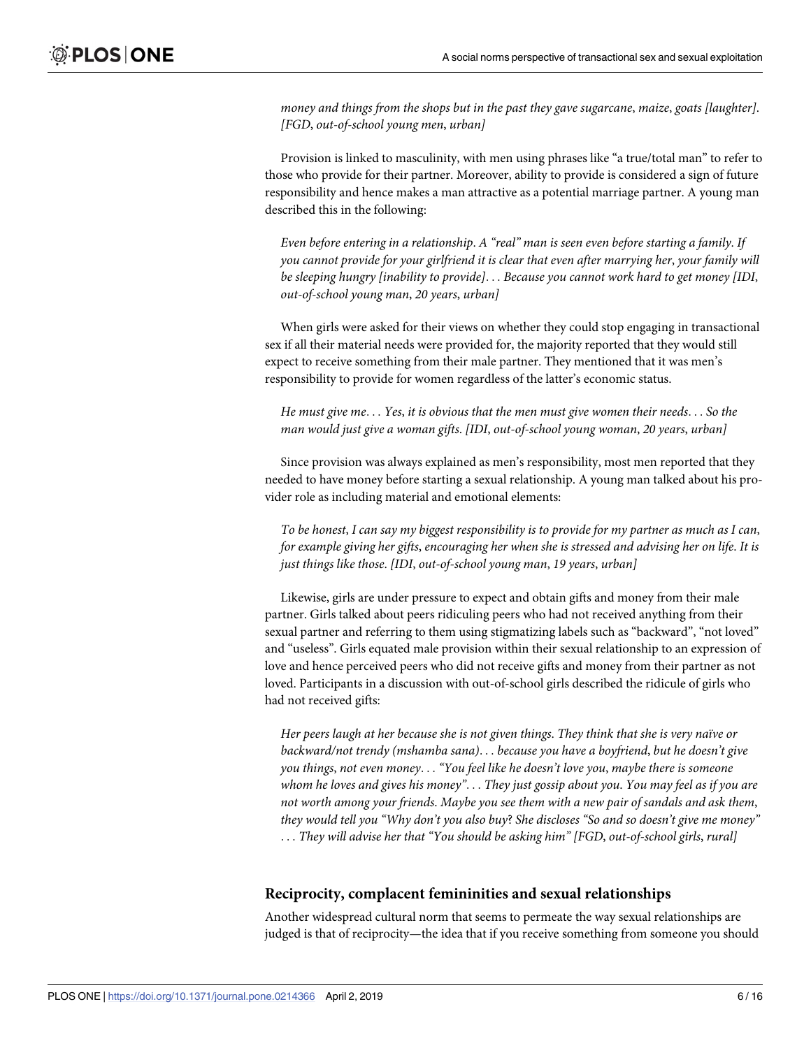*money and things from the shops but in the past they gave sugarcane, maize, goats [laughter]. [FGD, out-of-school young men, urban]*

Provision is linked to masculinity, with men using phrases like "a true/total man" to refer to those who provide for their partner. Moreover, ability to provide is considered a sign of future responsibility and hence makes a man attractive as a potential marriage partner. A young man described this in the following:

*Even before entering in a relationship. A "real" man is seen even before starting a family. If you cannot provide for your girlfriend it is clear that even after marrying her, your family will be sleeping hungry [inability to provide]... Because you cannot work hard to get money [IDI, out-of-school young man, 20 years, urban]*

When girls were asked for their views on whether they could stop engaging in transactional sex if all their material needs were provided for, the majority reported that they would still expect to receive something from their male partner. They mentioned that it was men's responsibility to provide for women regardless of the latter's economic status.

*He must give me... Yes, it is obvious that the men must give women their needs... So the man would just give a woman gifts. [IDI, out-of-school young woman, 20 years, urban]*

Since provision was always explained as men's responsibility, most men reported that they needed to have money before starting a sexual relationship. A young man talked about his provider role as including material and emotional elements:

*To be honest, I can say my biggest responsibility is to provide for my partner as much as I can, for example giving her gifts, encouraging her when she is stressed and advising her on life. It is just things like those. [IDI, out-of-school young man, 19 years, urban]*

Likewise, girls are under pressure to expect and obtain gifts and money from their male partner. Girls talked about peers ridiculing peers who had not received anything from their sexual partner and referring to them using stigmatizing labels such as "backward", "not loved" and "useless". Girls equated male provision within their sexual relationship to an expression of love and hence perceived peers who did not receive gifts and money from their partner as not loved. Participants in a discussion with out-of-school girls described the ridicule of girls who had not received gifts:

*Her peers laugh at her because she is not given things. They think that she is very naïve or backward/not trendy (mshamba sana)... because you have a boyfriend, but he doesn't give you things, not even money... "You feel like he doesn't love you, maybe there is someone whom he loves and gives his money"... They just gossip about you. You may feel as if you are not worth among your friends. Maybe you see them with a new pair of sandals and ask them, they would tell you "Why don't you also buy? She discloses "So and so doesn't give me money" ... They will advise her that "You should be asking him" [FGD, out-of-school girls, rural]*

## Reciprocity, complacent femininities and sexual relationships

Another widespread cultural norm that seems to permeate the way sexual relationships are judged is that of reciprocity—the idea that if you receive something from someone you should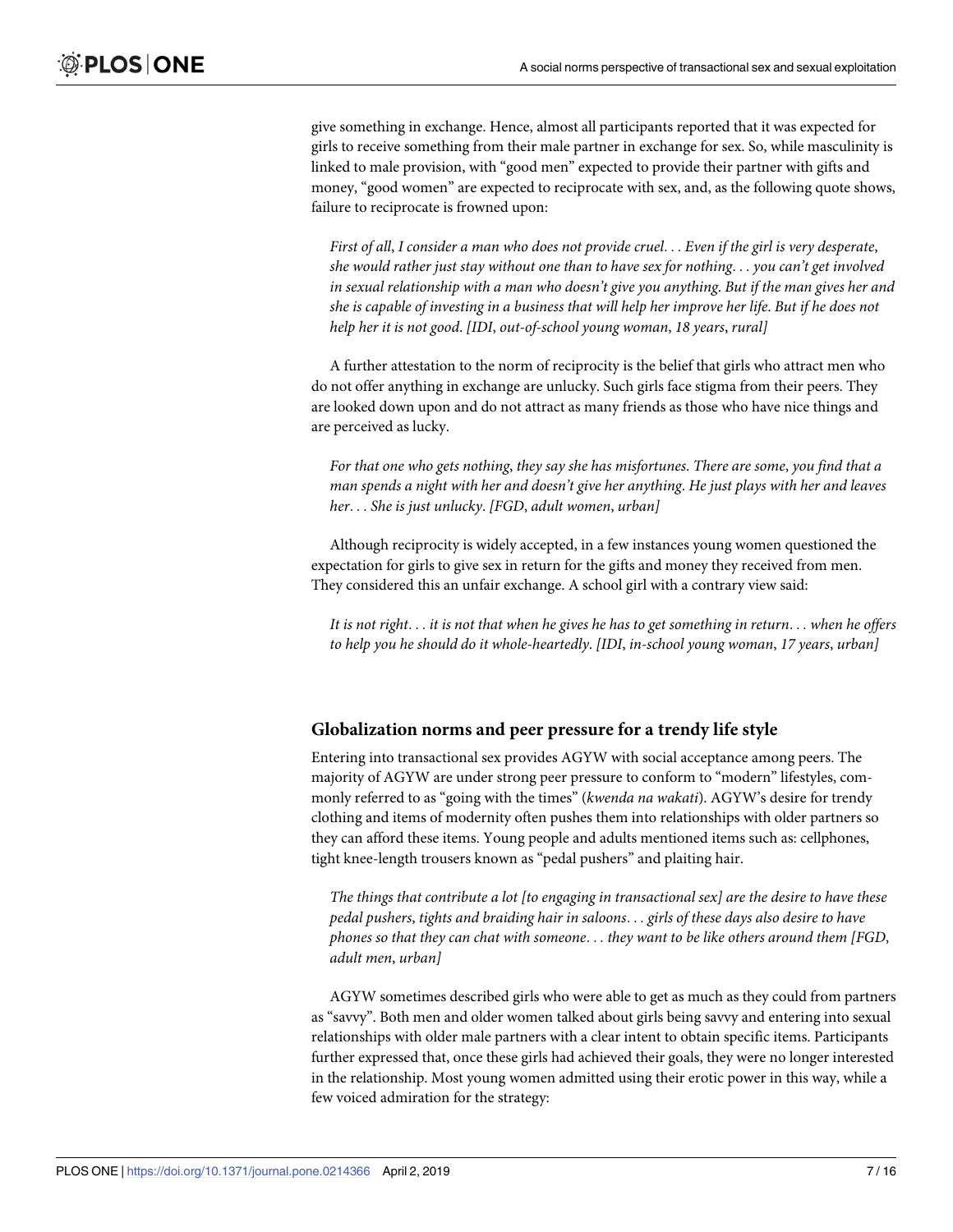give something in exchange. Hence, almost all participants reported that it was expected for girls to receive something from their male partner in exchange for sex. So, while masculinity is linked to male provision, with "good men" expected to provide their partner with gifts and money, "good women" are expected to reciprocate with sex, and, as the following quote shows, failure to reciprocate is frowned upon:

> *First of all, I consider a man who does not provide cruel. . . Even if the girl is very desperate, she would rather just stay without one than to have sex for nothing. . . you can't get involved in sexual relationship with a man who doesn't give you anything. But if the man gives her and she is capable of investing in a business that will help her improve her life. But if he does not help her it is not good. [IDI, out-of-school young woman, 18 years, rural]*

A further attestation to the norm of reciprocity is the belief that girls who attract men who do not offer anything in exchange are unlucky. Such girls face stigma from their peers. They are looked down upon and do not attract as many friends as those who have nice things and are perceived as lucky.

> *For that one who gets nothing, they say she has misfortunes. There are some, you find that a man spends a night with her and doesn't give her anything. He just plays with her and leaves her. . . She is just unlucky. [FGD, adult women, urban]*

Although reciprocity is widely accepted, in a few instances young women questioned the expectation for girls to give sex in return for the gifts and money they received from men. They considered this an unfair exchange. A school girl with a contrary view said:

> *It is not right. . . it is not that when he gives he has to get something in return. . . when he offers to help you he should do it whole-heartedly. [IDI, in-school young woman, 17 years, urban]*

### Globalization norms and peer pressure for a trendy life style

Entering into transactional sex provides AGYW with social acceptance among peers. The majority of AGYW are under strong peer pressure to conform to "modern" lifestyles, commonly referred to as "going with the times" (*kwenda na wakati*). AGYW's desire for trendy clothing and items of modernity often pushes them into relationships with older partners so they can afford these items. Young people and adults mentioned items such as: cellphones, tight knee-length trousers known as "pedal pushers" and plaiting hair.

> *The things that contribute a lot [to engaging in transactional sex] are the desire to have these pedal pushers, tights and braiding hair in saloons. . . girls of these days also desire to have phones so that they can chat with someone. . . they want to be like others around them [FGD, adult men, urban]*

AGYW sometimes described girls who were able to get as much as they could from partners as "savvy". Both men and older women talked about girls being savvy and entering into sexual relationships with older male partners with a clear intent to obtain specific items. Participants further expressed that, once these girls had achieved their goals, they were no longer interested in the relationship. Most young women admitted using their erotic power in this way, while a few voiced admiration for the strategy: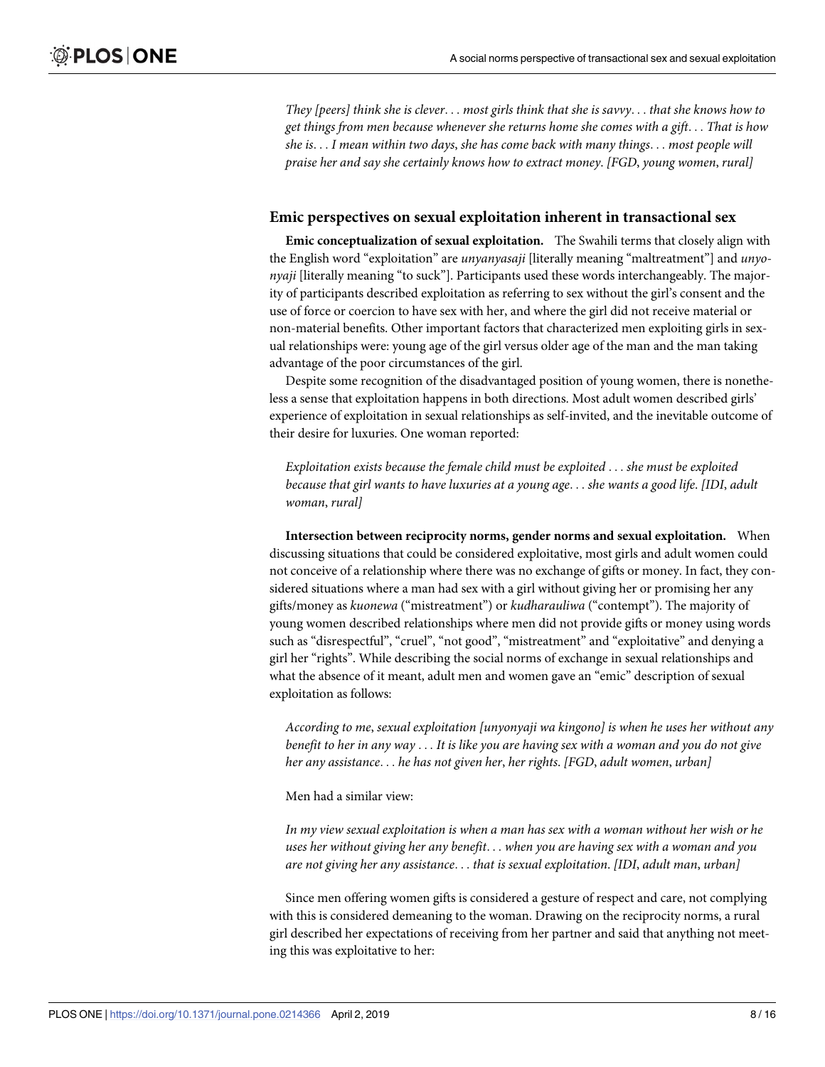*They [peers] think she is clever... most girls think that she is savvy... that she knows how to get things from men because whenever she returns home she comes with a gift... That is how she is... I mean within two days, she has come back with many things... most people will praise her and say she certainly knows how to extract money. [FGD, young women, rural]*

### Emic perspectives on sexual exploitation inherent in transactional sex

**Emic conceptualization of sexual exploitation.** The Swahili terms that closely align with the English word "exploitation" are *unyanyasaji* [literally meaning "maltreatment"] and *unyonyaji* [literally meaning "to suck"]. Participants used these words interchangeably. The majority of participants described exploitation as referring to sex without the girl's consent and the use of force or coercion to have sex with her, and where the girl did not receive material or non-material benefits. Other important factors that characterized men exploiting girls in sexual relationships were: young age of the girl versus older age of the man and the man taking advantage of the poor circumstances of the girl.

Despite some recognition of the disadvantaged position of young women, there is nonetheless a sense that exploitation happens in both directions. Most adult women described girls' experience of exploitation in sexual relationships as self-invited, and the inevitable outcome of their desire for luxuries. One woman reported:

*Exploitation exists because the female child must be exploited ... she must be exploited because that girl wants to have luxuries at a young age... she wants a good life. [IDI, adult woman, rural]*

**Intersection between reciprocity norms, gender norms and sexual exploitation.** When discussing situations that could be considered exploitative, most girls and adult women could not conceive of a relationship where there was no exchange of gifts or money. In fact, they considered situations where a man had sex with a girl without giving her or promising her any gifts/money as *kuonewa* ("mistreatment") or *kudharauliwa* ("contempt"). The majority of young women described relationships where men did not provide gifts or money using words such as "disrespectful", "cruel", "not good", "mistreatment" and "exploitative" and denying a girl her "rights". While describing the social norms of exchange in sexual relationships and what the absence of it meant, adult men and women gave an "emic" description of sexual exploitation as follows:

*According to me, sexual exploitation [unyonyaji wa kingono] is when he uses her without any benefit to her in any way ... It is like you are having sex with a woman and you do not give her any assistance... he has not given her, her rights. [FGD, adult women, urban]*

Men had a similar view:

*In my view sexual exploitation is when a man has sex with a woman without her wish or he uses her without giving her any benefit... when you are having sex with a woman and you are not giving her any assistance... that is sexual exploitation. [IDI, adult man, urban]*

Since men offering women gifts is considered a gesture of respect and care, not complying with this is considered demeaning to the woman. Drawing on the reciprocity norms, a rural girl described her expectations of receiving from her partner and said that anything not meeting this was exploitative to her: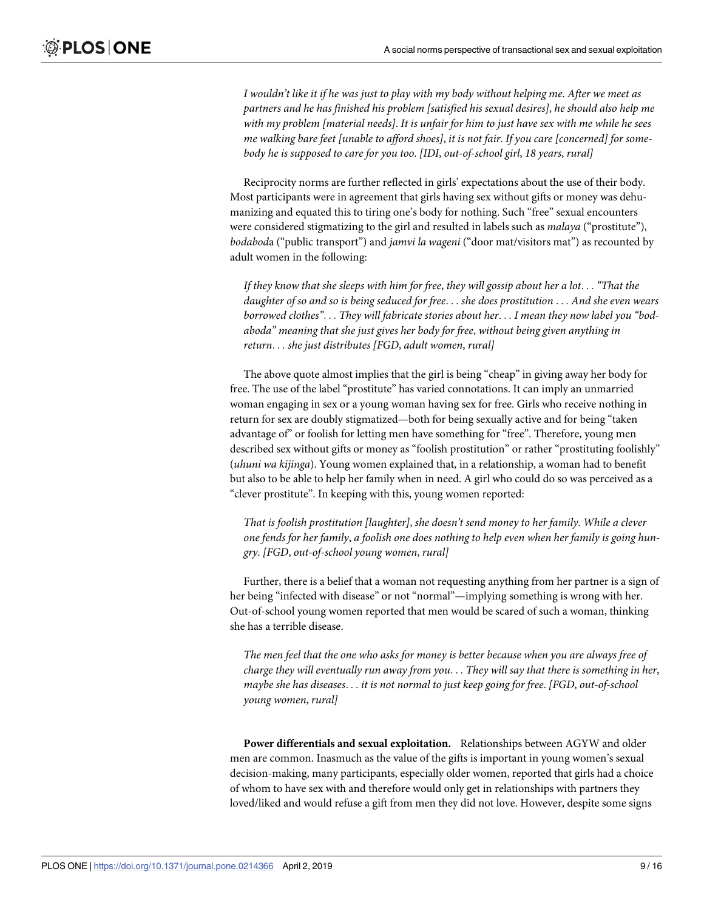*I wouldn't like it if he was just to play with my body without helping me. After we meet as partners and he has finished his problem [satisfied his sexual desires], he should also help me with my problem [material needs]. It is unfair for him to just have sex with me while he sees me walking bare feet [unable to afford shoes], it is not fair. If you care [concerned] for somebody he is supposed to care for you too. [IDI, out-of-school girl, 18 years, rural]*

Reciprocity norms are further reflected in girls' expectations about the use of their body. Most participants were in agreement that girls having sex without gifts or money was dehumanizing and equated this to tiring one's body for nothing. Such "free" sexual encounters were considered stigmatizing to the girl and resulted in labels such as *malaya* ("prostitute"), *bodaboda* ("public transport") and *jamvi la wageni* ("door mat/visitors mat") as recounted by adult women in the following:

*If they know that she sleeps with him for free, they will gossip about her a lot. . . "That the daughter of so and so is being seduced for free. . . she does prostitution . . . And she even wears borrowed clothes". . . They will fabricate stories about her. . . I mean they now label you "bodaboda" meaning that she just gives her body for free, without being given anything in return. . . she just distributes [FGD, adult women, rural]*

The above quote almost implies that the girl is being "cheap" in giving away her body for free. The use of the label "prostitute" has varied connotations. It can imply an unmarried woman engaging in sex or a young woman having sex for free. Girls who receive nothing in return for sex are doubly stigmatized—both for being sexually active and for being "taken advantage of" or foolish for letting men have something for "free". Therefore, young men described sex without gifts or money as "foolish prostitution" or rather "prostituting foolishly" (*uhuni wa kijinga*). Young women explained that, in a relationship, a woman had to benefit but also to be able to help her family when in need. A girl who could do so was perceived as a "clever prostitute". In keeping with this, young women reported:

*That is foolish prostitution [laughter], she doesn't send money to her family. While a clever one fends for her family, a foolish one does nothing to help even when her family is going hungry. [FGD, out-of-school young women, rural]*

Further, there is a belief that a woman not requesting anything from her partner is a sign of her being "infected with disease" or not "normal"—implying something is wrong with her. Out-of-school young women reported that men would be scared of such a woman, thinking she has a terrible disease.

*The men feel that the one who asks for money is better because when you are always free of charge they will eventually run away from you. . . They will say that there is something in her, maybe she has diseases. . . it is not normal to just keep going for free. [FGD, out-of-school young women, rural]*

**Power differentials and sexual exploitation.** Relationships between AGYW and older men are common. Inasmuch as the value of the gifts is important in young women's sexual decision-making, many participants, especially older women, reported that girls had a choice of whom to have sex with and therefore would only get in relationships with partners they loved/liked and would refuse a gift from men they did not love. However, despite some signs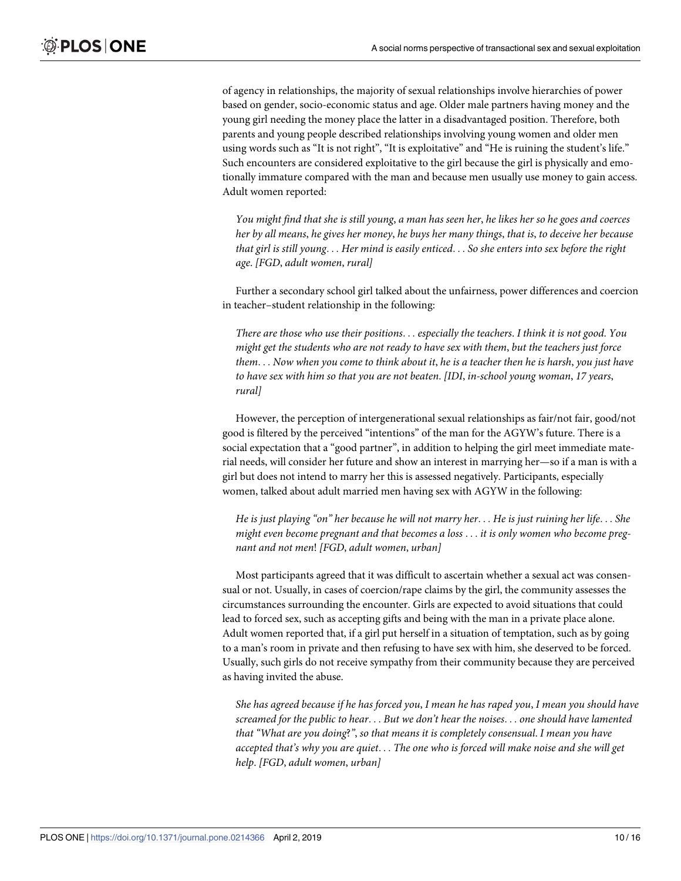of agency in relationships, the majority of sexual relationships involve hierarchies of power based on gender, socio-economic status and age. Older male partners having money and the young girl needing the money place the latter in a disadvantaged position. Therefore, both parents and young people described relationships involving young women and older men using words such as "It is not right", "It is exploitative" and "He is ruining the student's life." Such encounters are considered exploitative to the girl because the girl is physically and emotionally immature compared with the man and because men usually use money to gain access. Adult women reported:

> *You might find that she is still young, a man has seen her, he likes her so he goes and coerces her by all means, he gives her money, he buys her many things, that is, to deceive her because that girl is still young. . . Her mind is easily enticed. . . So she enters into sex before the right age. [FGD, adult women, rural]*

Further a secondary school girl talked about the unfairness, power differences and coercion in teacher–student relationship in the following:

> *There are those who use their positions. . . especially the teachers. I think it is not good. You might get the students who are not ready to have sex with them, but the teachers just force them. . . Now when you come to think about it, he is a teacher then he is harsh, you just have to have sex with him so that you are not beaten. [IDI, in-school young woman, 17 years, rural]*

However, the perception of intergenerational sexual relationships as fair/not fair, good/not good is filtered by the perceived "intentions" of the man for the AGYW's future. There is a social expectation that a "good partner", in addition to helping the girl meet immediate material needs, will consider her future and show an interest in marrying her—so if a man is with a girl but does not intend to marry her this is assessed negatively. Participants, especially women, talked about adult married men having sex with AGYW in the following:

> *He is just playing "on" her because he will not marry her. . . He is just ruining her life. . . She might even become pregnant and that becomes a loss . . . it is only women who become pregnant and not men! [FGD, adult women, urban]*

Most participants agreed that it was difficult to ascertain whether a sexual act was consensual or not. Usually, in cases of coercion/rape claims by the girl, the community assesses the circumstances surrounding the encounter. Girls are expected to avoid situations that could lead to forced sex, such as accepting gifts and being with the man in a private place alone. Adult women reported that, if a girl put herself in a situation of temptation, such as by going to a man's room in private and then refusing to have sex with him, she deserved to be forced. Usually, such girls do not receive sympathy from their community because they are perceived as having invited the abuse.

> *She has agreed because if he has forced you, I mean he has raped you, I mean you should have screamed for the public to hear. . . But we don't hear the noises. . . one should have lamented that "What are you doing?", so that means it is completely consensual. I mean you have accepted that's why you are quiet. . . The one who is forced will make noise and she will get help. [FGD, adult women, urban]*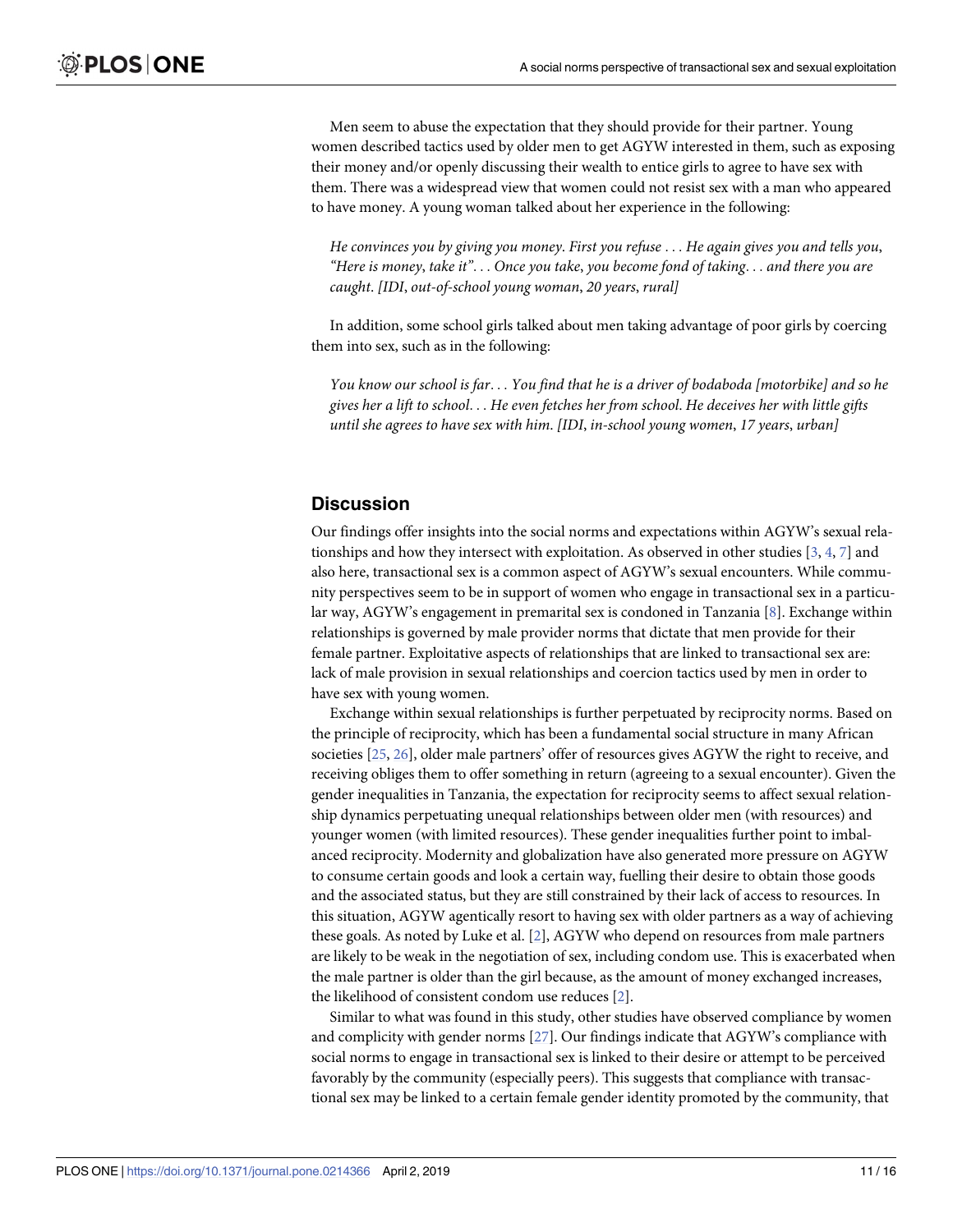Men seem to abuse the expectation that they should provide for their partner. Young women described tactics used by older men to get AGYW interested in them, such as exposing their money and/or openly discussing their wealth to entice girls to agree to have sex with them. There was a widespread view that women could not resist sex with a man who appeared to have money. A young woman talked about her experience in the following:

> *He convinces you by giving you money. First you refuse . . . He again gives you and tells you, "Here is money, take it". . . Once you take, you become fond of taking. . . and there you are caught. [IDI, out-of-school young woman, 20 years, rural]*

In addition, some school girls talked about men taking advantage of poor girls by coercing them into sex, such as in the following:

> *You know our school is far. . . You find that he is a driver of bodaboda [motorbike] and so he gives her a lift to school. . . He even fetches her from school. He deceives her with little gifts until she agrees to have sex with him. [IDI, in-school young women, 17 years, urban]*

## Discussion

Our findings offer insights into the social norms and expectations within AGYW's sexual relationships and how they intersect with exploitation. As observed in other studies [3, 4, 7] and also here, transactional sex is a common aspect of AGYW's sexual encounters. While community perspectives seem to be in support of women who engage in transactional sex in a particular way, AGYW's engagement in premarital sex is condoned in Tanzania [8]. Exchange within relationships is governed by male provider norms that dictate that men provide for their female partner. Exploitative aspects of relationships that are linked to transactional sex are: lack of male provision in sexual relationships and coercion tactics used by men in order to have sex with young women.

Exchange within sexual relationships is further perpetuated by reciprocity norms. Based on the principle of reciprocity, which has been a fundamental social structure in many African societies [25, 26], older male partners' offer of resources gives AGYW the right to receive, and receiving obliges them to offer something in return (agreeing to a sexual encounter). Given the gender inequalities in Tanzania, the expectation for reciprocity seems to affect sexual relationship dynamics perpetuating unequal relationships between older men (with resources) and younger women (with limited resources). These gender inequalities further point to imbalanced reciprocity. Modernity and globalization have also generated more pressure on AGYW to consume certain goods and look a certain way, fuelling their desire to obtain those goods and the associated status, but they are still constrained by their lack of access to resources. In this situation, AGYW agentically resort to having sex with older partners as a way of achieving these goals. As noted by Luke et al. [2], AGYW who depend on resources from male partners are likely to be weak in the negotiation of sex, including condom use. This is exacerbated when the male partner is older than the girl because, as the amount of money exchanged increases, the likelihood of consistent condom use reduces [2].

Similar to what was found in this study, other studies have observed compliance by women and complicity with gender norms [27]. Our findings indicate that AGYW's compliance with social norms to engage in transactional sex is linked to their desire or attempt to be perceived favorably by the community (especially peers). This suggests that compliance with transactional sex may be linked to a certain female gender identity promoted by the community, that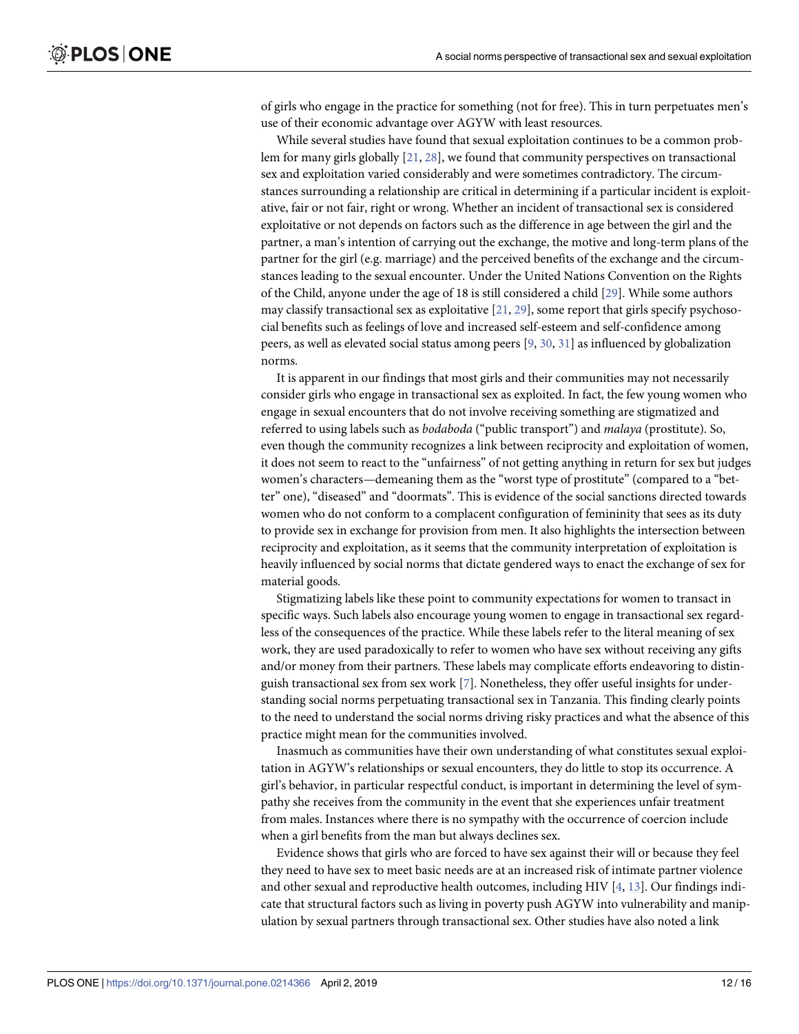of girls who engage in the practice for something (not for free). This in turn perpetuates men's use of their economic advantage over AGYW with least resources.

While several studies have found that sexual exploitation continues to be a common problem for many girls globally [21, 28], we found that community perspectives on transactional sex and exploitation varied considerably and were sometimes contradictory. The circumstances surrounding a relationship are critical in determining if a particular incident is exploitative, fair or not fair, right or wrong. Whether an incident of transactional sex is considered exploitative or not depends on factors such as the difference in age between the girl and the partner, a man's intention of carrying out the exchange, the motive and long-term plans of the partner for the girl (e.g. marriage) and the perceived benefits of the exchange and the circumstances leading to the sexual encounter. Under the United Nations Convention on the Rights of the Child, anyone under the age of 18 is still considered a child [29]. While some authors may classify transactional sex as exploitative [21, 29], some report that girls specify psychosocial benefits such as feelings of love and increased self-esteem and self-confidence among peers, as well as elevated social status among peers [9, 30, 31] as influenced by globalization norms.

It is apparent in our findings that most girls and their communities may not necessarily consider girls who engage in transactional sex as exploited. In fact, the few young women who engage in sexual encounters that do not involve receiving something are stigmatized and referred to using labels such as *bodaboda* ("public transport") and *malaya* (prostitute). So, even though the community recognizes a link between reciprocity and exploitation of women, it does not seem to react to the "unfairness" of not getting anything in return for sex but judges women's characters—demeaning them as the "worst type of prostitute" (compared to a "better" one), "diseased" and "doormats". This is evidence of the social sanctions directed towards women who do not conform to a complacent configuration of femininity that sees as its duty to provide sex in exchange for provision from men. It also highlights the intersection between reciprocity and exploitation, as it seems that the community interpretation of exploitation is heavily influenced by social norms that dictate gendered ways to enact the exchange of sex for material goods.

Stigmatizing labels like these point to community expectations for women to transact in specific ways. Such labels also encourage young women to engage in transactional sex regardless of the consequences of the practice. While these labels refer to the literal meaning of sex work, they are used paradoxically to refer to women who have sex without receiving any gifts and/or money from their partners. These labels may complicate efforts endeavoring to distinguish transactional sex from sex work [7]. Nonetheless, they offer useful insights for understanding social norms perpetuating transactional sex in Tanzania. This finding clearly points to the need to understand the social norms driving risky practices and what the absence of this practice might mean for the communities involved.

Inasmuch as communities have their own understanding of what constitutes sexual exploitation in AGYW's relationships or sexual encounters, they do little to stop its occurrence. A girl's behavior, in particular respectful conduct, is important in determining the level of sympathy she receives from the community in the event that she experiences unfair treatment from males. Instances where there is no sympathy with the occurrence of coercion include when a girl benefits from the man but always declines sex.

Evidence shows that girls who are forced to have sex against their will or because they feel they need to have sex to meet basic needs are at an increased risk of intimate partner violence and other sexual and reproductive health outcomes, including HIV [4, 13]. Our findings indicate that structural factors such as living in poverty push AGYW into vulnerability and manipulation by sexual partners through transactional sex. Other studies have also noted a link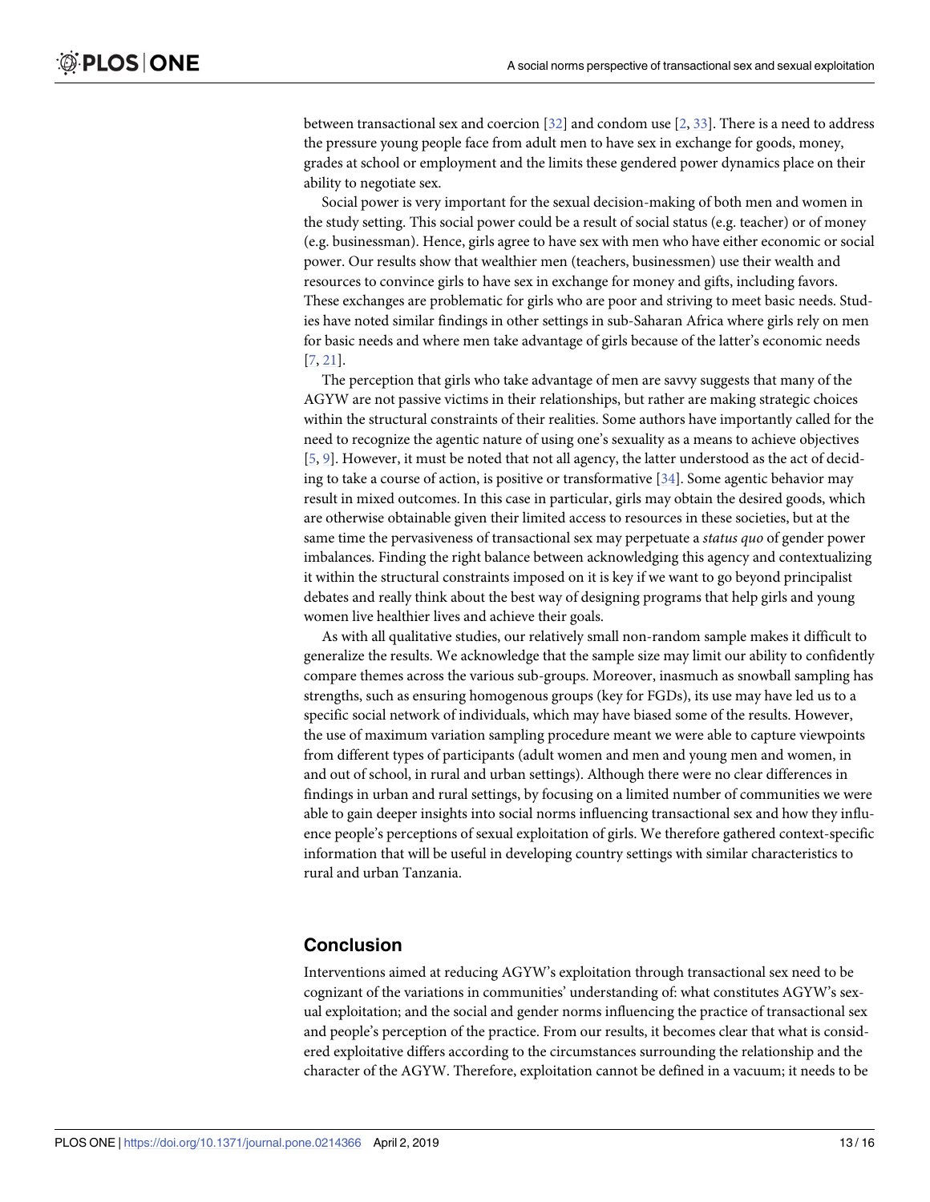between transactional sex and coercion [32] and condom use [2, 33]. There is a need to address the pressure young people face from adult men to have sex in exchange for goods, money, grades at school or employment and the limits these gendered power dynamics place on their ability to negotiate sex.

Social power is very important for the sexual decision-making of both men and women in the study setting. This social power could be a result of social status (e.g. teacher) or of money (e.g. businessman). Hence, girls agree to have sex with men who have either economic or social power. Our results show that wealthier men (teachers, businessmen) use their wealth and resources to convince girls to have sex in exchange for money and gifts, including favors. These exchanges are problematic for girls who are poor and striving to meet basic needs. Studies have noted similar findings in other settings in sub-Saharan Africa where girls rely on men for basic needs and where men take advantage of girls because of the latter's economic needs [7, 21].

The perception that girls who take advantage of men are savvy suggests that many of the AGYW are not passive victims in their relationships, but rather are making strategic choices within the structural constraints of their realities. Some authors have importantly called for the need to recognize the agentic nature of using one's sexuality as a means to achieve objectives [5, 9]. However, it must be noted that not all agency, the latter understood as the act of deciding to take a course of action, is positive or transformative [34]. Some agentic behavior may result in mixed outcomes. In this case in particular, girls may obtain the desired goods, which are otherwise obtainable given their limited access to resources in these societies, but at the same time the pervasiveness of transactional sex may perpetuate a *status quo* of gender power imbalances. Finding the right balance between acknowledging this agency and contextualizing it within the structural constraints imposed on it is key if we want to go beyond principalist debates and really think about the best way of designing programs that help girls and young women live healthier lives and achieve their goals.

As with all qualitative studies, our relatively small non-random sample makes it difficult to generalize the results. We acknowledge that the sample size may limit our ability to confidently compare themes across the various sub-groups. Moreover, inasmuch as snowball sampling has strengths, such as ensuring homogenous groups (key for FGDs), its use may have led us to a specific social network of individuals, which may have biased some of the results. However, the use of maximum variation sampling procedure meant we were able to capture viewpoints from different types of participants (adult women and men and young men and women, in and out of school, in rural and urban settings). Although there were no clear differences in findings in urban and rural settings, by focusing on a limited number of communities we were able to gain deeper insights into social norms influencing transactional sex and how they influence people's perceptions of sexual exploitation of girls. We therefore gathered context-specific information that will be useful in developing country settings with similar characteristics to rural and urban Tanzania.

## Conclusion

Interventions aimed at reducing AGYW's exploitation through transactional sex need to be cognizant of the variations in communities' understanding of: what constitutes AGYW's sexual exploitation; and the social and gender norms influencing the practice of transactional sex and people's perception of the practice. From our results, it becomes clear that what is considered exploitative differs according to the circumstances surrounding the relationship and the character of the AGYW. Therefore, exploitation cannot be defined in a vacuum; it needs to be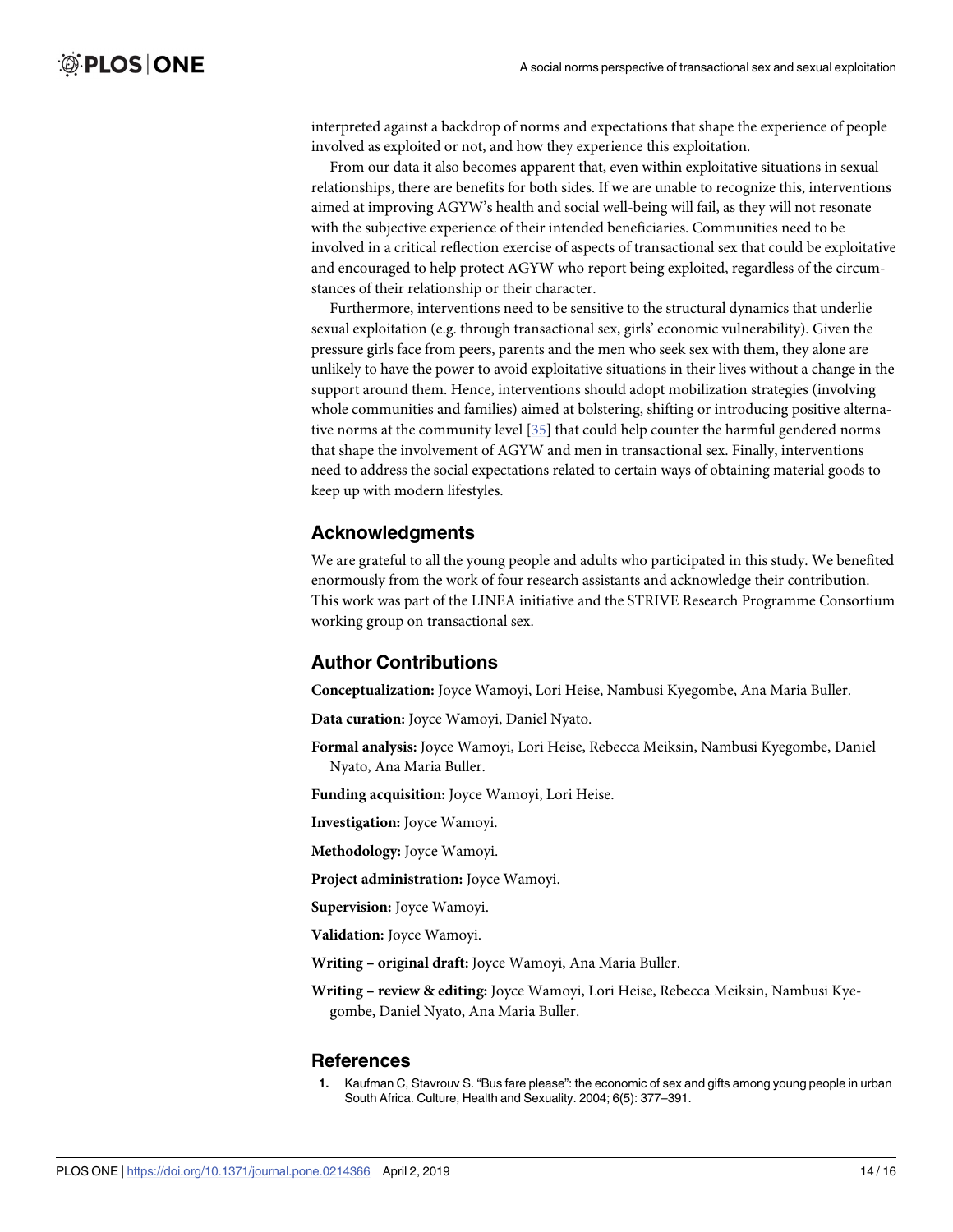interpreted against a backdrop of norms and expectations that shape the experience of people involved as exploited or not, and how they experience this exploitation.

From our data it also becomes apparent that, even within exploitative situations in sexual relationships, there are benefits for both sides. If we are unable to recognize this, interventions aimed at improving AGYW's health and social well-being will fail, as they will not resonate with the subjective experience of their intended beneficiaries. Communities need to be involved in a critical reflection exercise of aspects of transactional sex that could be exploitative and encouraged to help protect AGYW who report being exploited, regardless of the circumstances of their relationship or their character.

Furthermore, interventions need to be sensitive to the structural dynamics that underlie sexual exploitation (e.g. through transactional sex, girls' economic vulnerability). Given the pressure girls face from peers, parents and the men who seek sex with them, they alone are unlikely to have the power to avoid exploitative situations in their lives without a change in the support around them. Hence, interventions should adopt mobilization strategies (involving whole communities and families) aimed at bolstering, shifting or introducing positive alternative norms at the community level [35] that could help counter the harmful gendered norms that shape the involvement of AGYW and men in transactional sex. Finally, interventions need to address the social expectations related to certain ways of obtaining material goods to keep up with modern lifestyles.

## Acknowledgments

We are grateful to all the young people and adults who participated in this study. We benefited enormously from the work of four research assistants and acknowledge their contribution. This work was part of the LINEA initiative and the STRIVE Research Programme Consortium working group on transactional sex.

## Author Contributions

**Conceptualization:** Joyce Wamoyi, Lori Heise, Nambusi Kyegombe, Ana Maria Buller.

**Data curation:** Joyce Wamoyi, Daniel Nyato.

**Formal analysis:** Joyce Wamoyi, Lori Heise, Rebecca Meiksin, Nambusi Kyegombe, Daniel Nyato, Ana Maria Buller.

**Funding acquisition:** Joyce Wamoyi, Lori Heise.

**Investigation:** Joyce Wamoyi.

**Methodology:** Joyce Wamoyi.

**Project administration:** Joyce Wamoyi.

**Supervision:** Joyce Wamoyi.

**Validation:** Joyce Wamoyi.

**Writing – original draft:** Joyce Wamoyi, Ana Maria Buller.

**Writing – review & editing:** Joyce Wamoyi, Lori Heise, Rebecca Meiksin, Nambusi Kyegombe, Daniel Nyato, Ana Maria Buller.

## References

1. Kaufman C, Stavrouv S. "Bus fare please": the economic of sex and gifts among young people in urban South Africa. Culture, Health and Sexuality. 2004; 6(5): 377–391.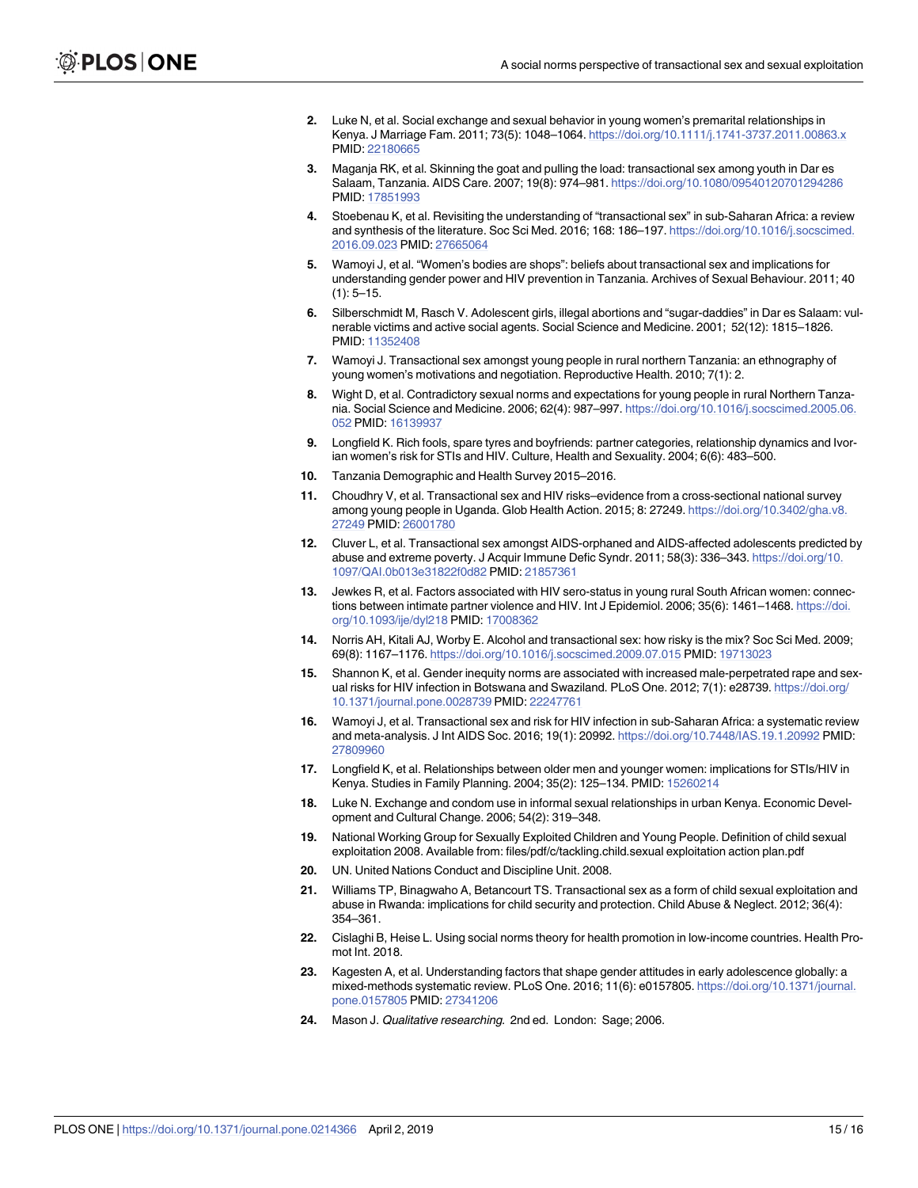2. Luke N, et al. Social exchange and sexual behavior in young women's premarital relationships in Kenya. J Marriage Fam. 2011; 73(5): 1048–1064. https://doi.org/10.1111/j.1741-3737.2011.00863.x PMID: 22180665
3. Maganja RK, et al. Skinning the goat and pulling the load: transactional sex among youth in Dar es Salaam, Tanzania. AIDS Care. 2007; 19(8): 974–981. https://doi.org/10.1080/09540120701294286 PMID: 17851993
4. Stoebenau K, et al. Revisiting the understanding of "transactional sex" in sub-Saharan Africa: a review and synthesis of the literature. Soc Sci Med. 2016; 168: 186–197. https://doi.org/10.1016/j.socscimed.2016.09.023 PMID: 27665064
5. Wamoyi J, et al. "Women's bodies are shops": beliefs about transactional sex and implications for understanding gender power and HIV prevention in Tanzania. Archives of Sexual Behaviour. 2011; 40 (1): 5–15.
6. Silberschmidt M, Rasch V. Adolescent girls, illegal abortions and "sugar-daddies" in Dar es Salaam: vulnerable victims and active social agents. Social Science and Medicine. 2001; 52(12): 1815–1826. PMID: 11352408
7. Wamoyi J. Transactional sex amongst young people in rural northern Tanzania: an ethnography of young women's motivations and negotiation. Reproductive Health. 2010; 7(1): 2.
8. Wight D, et al. Contradictory sexual norms and expectations for young people in rural Northern Tanzania. Social Science and Medicine. 2006; 62(4): 987–997. https://doi.org/10.1016/j.socscimed.2005.06.052 PMID: 16139937
9. Longfield K. Rich fools, spare tyres and boyfriends: partner categories, relationship dynamics and Ivorian women's risk for STIs and HIV. Culture, Health and Sexuality. 2004; 6(6): 483–500.
10. Tanzania Demographic and Health Survey 2015–2016.
11. Choudhry V, et al. Transactional sex and HIV risks–evidence from a cross-sectional national survey among young people in Uganda. Glob Health Action. 2015; 8: 27249. https://doi.org/10.3402/gha.v8.27249 PMID: 26001780
12. Cluver L, et al. Transactional sex amongst AIDS-orphaned and AIDS-affected adolescents predicted by abuse and extreme poverty. J Acquir Immune Defic Syndr. 2011; 58(3): 336–343. https://doi.org/10.1097/QAI.0b013e31822f0d82 PMID: 21857361
13. Jewkes R, et al. Factors associated with HIV sero-status in young rural South African women: connections between intimate partner violence and HIV. Int J Epidemiol. 2006; 35(6): 1461–1468. https://doi.org/10.1093/ije/dyl218 PMID: 17008362
14. Norris AH, Kitali AJ, Worby E. Alcohol and transactional sex: how risky is the mix? Soc Sci Med. 2009; 69(8): 1167–1176. https://doi.org/10.1016/j.socscimed.2009.07.015 PMID: 19713023
15. Shannon K, et al. Gender inequity norms are associated with increased male-perpetrated rape and sexual risks for HIV infection in Botswana and Swaziland. PLoS One. 2012; 7(1): e28739. https://doi.org/10.1371/journal.pone.0028739 PMID: 22247761
16. Wamoyi J, et al. Transactional sex and risk for HIV infection in sub-Saharan Africa: a systematic review and meta-analysis. J Int AIDS Soc. 2016; 19(1): 20992. https://doi.org/10.7448/IAS.19.1.20992 PMID: 27809960
17. Longfield K, et al. Relationships between older men and younger women: implications for STIs/HIV in Kenya. Studies in Family Planning. 2004; 35(2): 125–134. PMID: 15260214
18. Luke N. Exchange and condom use in informal sexual relationships in urban Kenya. Economic Development and Cultural Change. 2006; 54(2): 319–348.
19. National Working Group for Sexually Exploited Children and Young People. Definition of child sexual exploitation 2008. Available from: files/pdf/c/tackling.child.sexual exploitation action plan.pdf
20. UN. United Nations Conduct and Discipline Unit. 2008.
21. Williams TP, Binagwaho A, Betancourt TS. Transactional sex as a form of child sexual exploitation and abuse in Rwanda: implications for child security and protection. Child Abuse & Neglect. 2012; 36(4): 354–361.
22. Cislaghi B, Heise L. Using social norms theory for health promotion in low-income countries. Health Promot Int. 2018.
23. Kagesten A, et al. Understanding factors that shape gender attitudes in early adolescence globally: a mixed-methods systematic review. PLoS One. 2016; 11(6): e0157805. https://doi.org/10.1371/journal.pone.0157805 PMID: 27341206
24. Mason J. *Qualitative researching*. 2nd ed. London: Sage; 2006.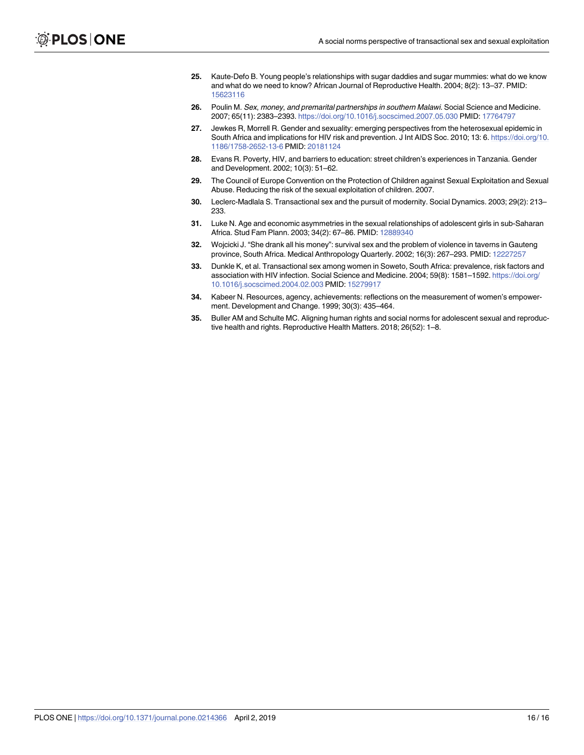25. Kaute-Defo B. Young people's relationships with sugar daddies and sugar mummies: what do we know and what do we need to know? African Journal of Reproductive Health. 2004; 8(2): 13–37. PMID: 15623116

26. Poulin M. *Sex, money, and premarital partnerships in southern Malawi*. Social Science and Medicine. 2007; 65(11): 2383–2393. https://doi.org/10.1016/j.socscimed.2007.05.030 PMID: 17764797

27. Jewkes R, Morrell R. Gender and sexuality: emerging perspectives from the heterosexual epidemic in South Africa and implications for HIV risk and prevention. J Int AIDS Soc. 2010; 13: 6. https://doi.org/10.1186/1758-2652-13-6 PMID: 20181124

28. Evans R. Poverty, HIV, and barriers to education: street children's experiences in Tanzania. Gender and Development. 2002; 10(3): 51–62.

29. The Council of Europe Convention on the Protection of Children against Sexual Exploitation and Sexual Abuse. Reducing the risk of the sexual exploitation of children. 2007.

30. Leclerc-Madlala S. Transactional sex and the pursuit of modernity. Social Dynamics. 2003; 29(2): 213–233.

31. Luke N. Age and economic asymmetries in the sexual relationships of adolescent girls in sub-Saharan Africa. Stud Fam Plann. 2003; 34(2): 67–86. PMID: 12889340

32. Wojcicki J. "She drank all his money": survival sex and the problem of violence in taverns in Gauteng province, South Africa. Medical Anthropology Quarterly. 2002; 16(3): 267–293. PMID: 12227257

33. Dunkle K, et al. Transactional sex among women in Soweto, South Africa: prevalence, risk factors and association with HIV infection. Social Science and Medicine. 2004; 59(8): 1581–1592. https://doi.org/10.1016/j.socscimed.2004.02.003 PMID: 15279917

34. Kabeer N. Resources, agency, achievements: reflections on the measurement of women's empowerment. Development and Change. 1999; 30(3): 435–464.

35. Buller AM and Schulte MC. Aligning human rights and social norms for adolescent sexual and reproductive health and rights. Reproductive Health Matters. 2018; 26(52): 1–8.